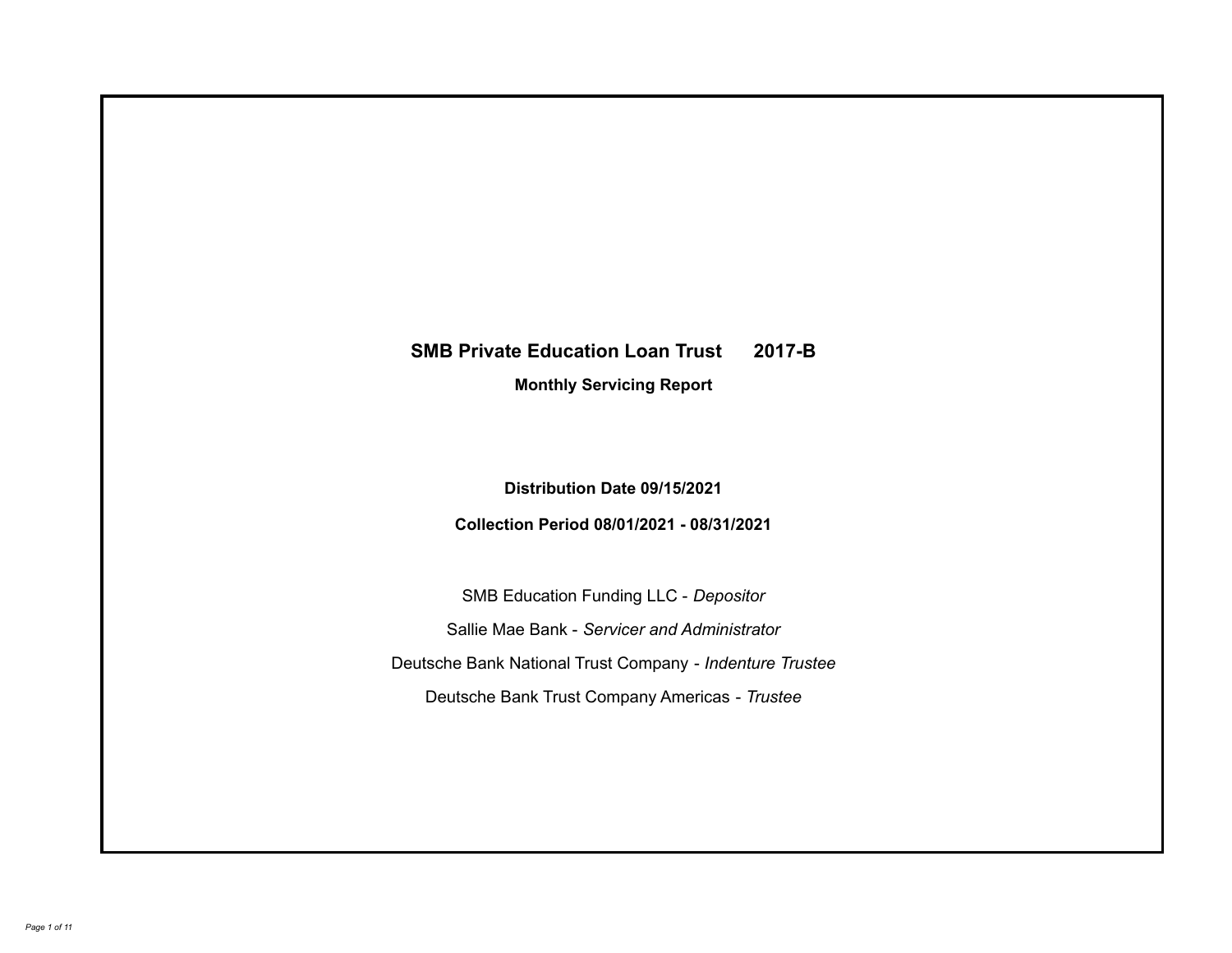# SMB Private Education Loan Trust 2017-B

**Monthly Servicing Report**

**Distribution Date 09/15/2021**

**Collection Period 08/01/2021 - 08/31/2021**

SMB Education Funding LLC - *Depositor*

Sallie Mae Bank - *Servicer and Administrator*

Deutsche Bank National Trust Company - *Indenture Trustee*

Deutsche Bank Trust Company Americas - *Trustee*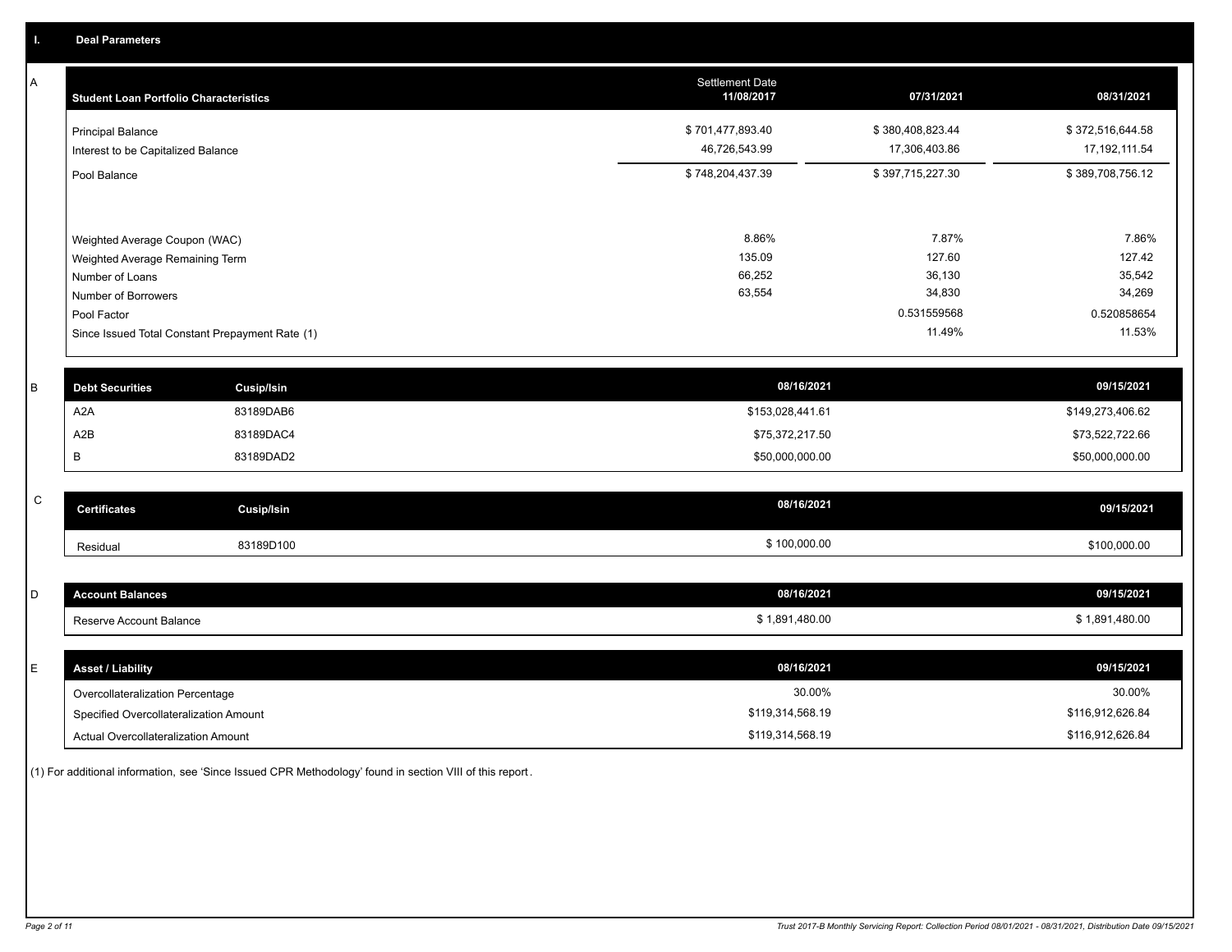## I. Deal Parameters

### A

| Student Loan Portfolio Characteristics | Settlement Date 11/08/2017 | 07/31/2021 | 08/31/2021 |
|---|---|---|---|
| Principal Balance | $ 701,477,893.40 | $ 380,408,823.44 | $ 372,516,644.58 |
| Interest to be Capitalized Balance | 46,726,543.99 | 17,306,403.86 | 17,192,111.54 |
| Pool Balance | $ 748,204,437.39 | $ 397,715,227.30 | $ 389,708,756.12 |
| Weighted Average Coupon (WAC) | 8.86% | 7.87% | 7.86% |
| Weighted Average Remaining Term | 135.09 | 127.60 | 127.42 |
| Number of Loans | 66,252 | 36,130 | 35,542 |
| Number of Borrowers | 63,554 | 34,830 | 34,269 |
| Pool Factor | | 0.531559568 | 0.520858654 |
| Since Issued Total Constant Prepayment Rate (1) | | 11.49% | 11.53% |

### B

| Debt Securities | Cusip/Isin | 08/16/2021 | 09/15/2021 |
|---|---|---|---|
| A2A | 83189DAB6 | $153,028,441.61 | $149,273,406.62 |
| A2B | 83189DAC4 | $75,372,217.50 | $73,522,722.66 |
| B | 83189DAD2 | $50,000,000.00 | $50,000,000.00 |

### C

| Certificates | Cusip/Isin | 08/16/2021 | 09/15/2021 |
|---|---|---|---|
| Residual | 83189D100 | $ 100,000.00 | $100,000.00 |

### D

| Account Balances | 08/16/2021 | 09/15/2021 |
|---|---|---|
| Reserve Account Balance | $ 1,891,480.00 | $ 1,891,480.00 |

### E

| Asset / Liability | 08/16/2021 | 09/15/2021 |
|---|---|---|
| Overcollateralization Percentage | 30.00% | 30.00% |
| Specified Overcollateralization Amount | $119,314,568.19 | $116,912,626.84 |
| Actual Overcollateralization Amount | $119,314,568.19 | $116,912,626.84 |

(1) For additional information, see 'Since Issued CPR Methodology' found in section VIII of this report.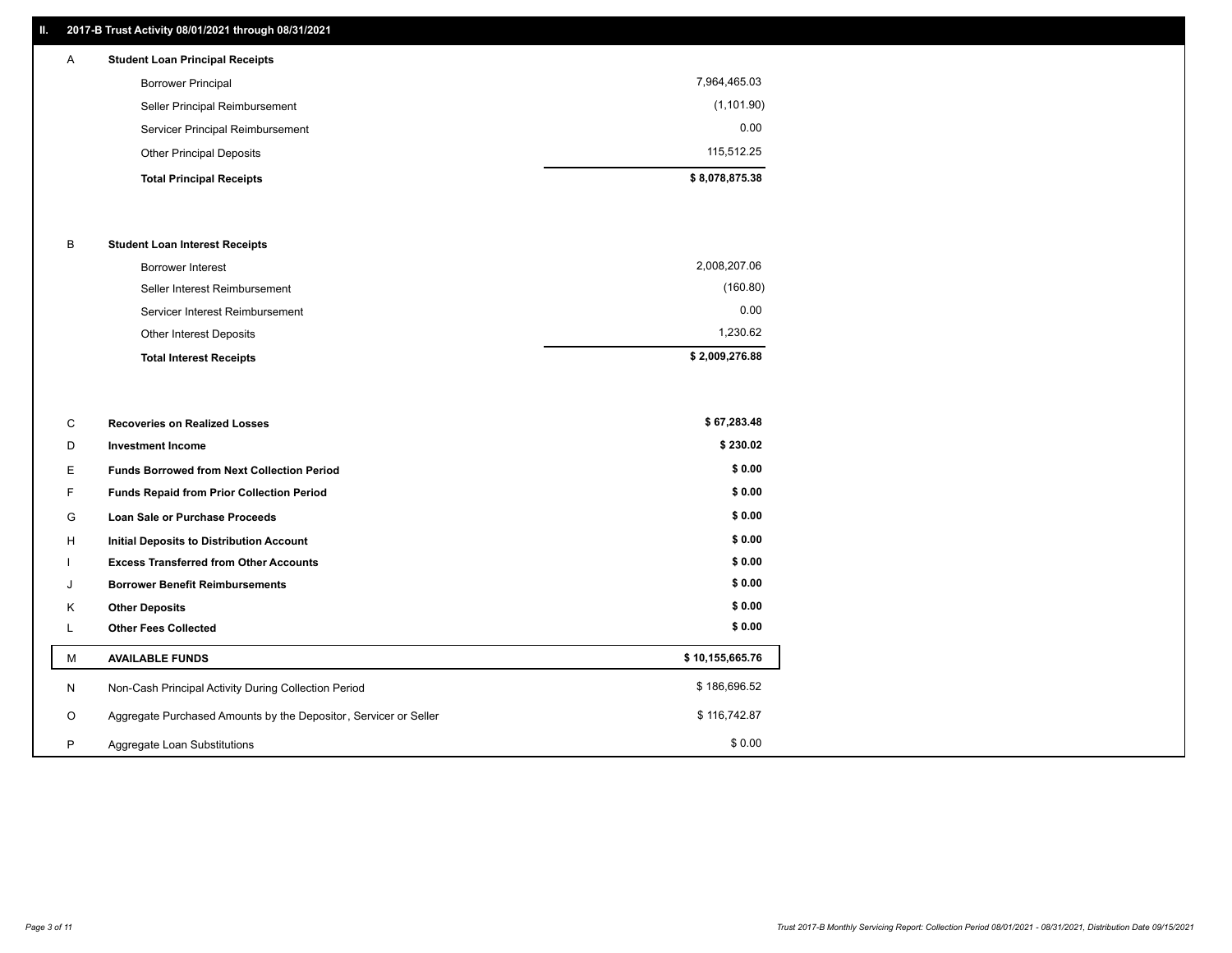## II. 2017-B Trust Activity 08/01/2021 through 08/31/2021

| | | |
|---|---|---|
| A | **Student Loan Principal Receipts** | |
| | Borrower Principal | 7,964,465.03 |
| | Seller Principal Reimbursement | (1,101.90) |
| | Servicer Principal Reimbursement | 0.00 |
| | Other Principal Deposits | 115,512.25 |
| | **Total Principal Receipts** | **$ 8,078,875.38** |
| B | **Student Loan Interest Receipts** | |
| | Borrower Interest | 2,008,207.06 |
| | Seller Interest Reimbursement | (160.80) |
| | Servicer Interest Reimbursement | 0.00 |
| | Other Interest Deposits | 1,230.62 |
| | **Total Interest Receipts** | **$ 2,009,276.88** |
| C | **Recoveries on Realized Losses** | **$ 67,283.48** |
| D | **Investment Income** | **$ 230.02** |
| E | **Funds Borrowed from Next Collection Period** | **$ 0.00** |
| F | **Funds Repaid from Prior Collection Period** | **$ 0.00** |
| G | **Loan Sale or Purchase Proceeds** | **$ 0.00** |
| H | **Initial Deposits to Distribution Account** | **$ 0.00** |
| I | **Excess Transferred from Other Accounts** | **$ 0.00** |
| J | **Borrower Benefit Reimbursements** | **$ 0.00** |
| K | **Other Deposits** | **$ 0.00** |
| L | **Other Fees Collected** | **$ 0.00** |
| M | **AVAILABLE FUNDS** | **$ 10,155,665.76** |
| N | Non-Cash Principal Activity During Collection Period | $ 186,696.52 |
| O | Aggregate Purchased Amounts by the Depositor, Servicer or Seller | $ 116,742.87 |
| P | Aggregate Loan Substitutions | $ 0.00 |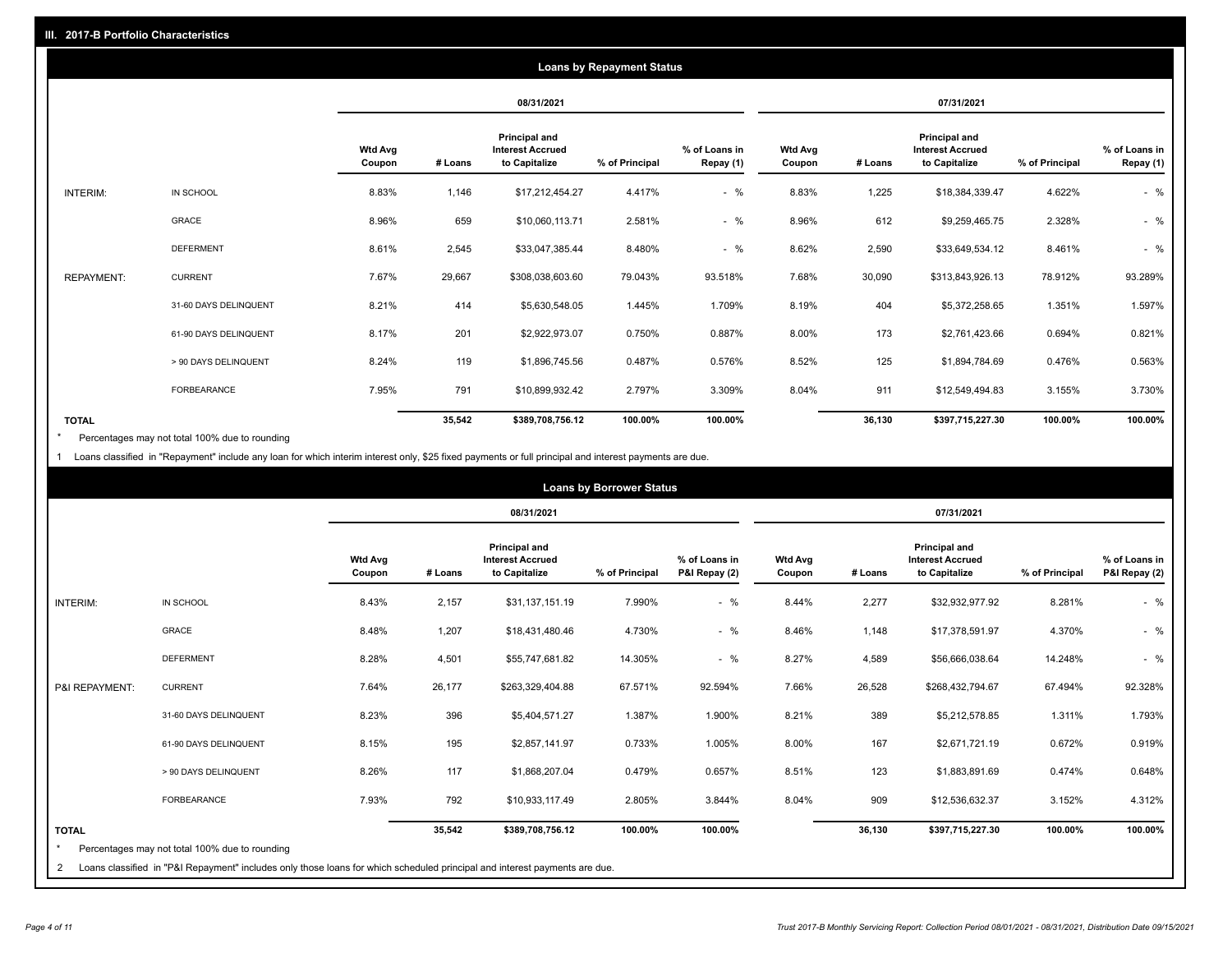## III. 2017-B Portfolio Characteristics

### Loans by Repayment Status

| | | 08/31/2021 | | | | | 07/31/2021 | | | | |
|---|---|---|---|---|---|---|---|---|---|---|---|
| | | Wtd Avg Coupon | # Loans | Principal and Interest Accrued to Capitalize | % of Principal | % of Loans in Repay (1) | Wtd Avg Coupon | # Loans | Principal and Interest Accrued to Capitalize | % of Principal | % of Loans in Repay (1) |
| INTERIM: | IN SCHOOL | 8.83% | 1,146 | $17,212,454.27 | 4.417% | - % | 8.83% | 1,225 | $18,384,339.47 | 4.622% | - % |
| | GRACE | 8.96% | 659 | $10,060,113.71 | 2.581% | - % | 8.96% | 612 | $9,259,465.75 | 2.328% | - % |
| | DEFERMENT | 8.61% | 2,545 | $33,047,385.44 | 8.480% | - % | 8.62% | 2,590 | $33,649,534.12 | 8.461% | - % |
| REPAYMENT: | CURRENT | 7.67% | 29,667 | $308,038,603.60 | 79.043% | 93.518% | 7.68% | 30,090 | $313,843,926.13 | 78.912% | 93.289% |
| | 31-60 DAYS DELINQUENT | 8.21% | 414 | $5,630,548.05 | 1.445% | 1.709% | 8.19% | 404 | $5,372,258.65 | 1.351% | 1.597% |
| | 61-90 DAYS DELINQUENT | 8.17% | 201 | $2,922,973.07 | 0.750% | 0.887% | 8.00% | 173 | $2,761,423.66 | 0.694% | 0.821% |
| | > 90 DAYS DELINQUENT | 8.24% | 119 | $1,896,745.56 | 0.487% | 0.576% | 8.52% | 125 | $1,894,784.69 | 0.476% | 0.563% |
| | FORBEARANCE | 7.95% | 791 | $10,899,932.42 | 2.797% | 3.309% | 8.04% | 911 | $12,549,494.83 | 3.155% | 3.730% |
| **TOTAL** | | | **35,542** | **$389,708,756.12** | **100.00%** | **100.00%** | | **36,130** | **$397,715,227.30** | **100.00%** | **100.00%** |

\* Percentages may not total 100% due to rounding

1 Loans classified in "Repayment" include any loan for which interim interest only, $25 fixed payments or full principal and interest payments are due.

### Loans by Borrower Status

| | | 08/31/2021 | | | | | 07/31/2021 | | | | |
|---|---|---|---|---|---|---|---|---|---|---|---|
| | | Wtd Avg Coupon | # Loans | Principal and Interest Accrued to Capitalize | % of Principal | % of Loans in P&I Repay (2) | Wtd Avg Coupon | # Loans | Principal and Interest Accrued to Capitalize | % of Principal | % of Loans in P&I Repay (2) |
| INTERIM: | IN SCHOOL | 8.43% | 2,157 | $31,137,151.19 | 7.990% | - % | 8.44% | 2,277 | $32,932,977.92 | 8.281% | - % |
| | GRACE | 8.48% | 1,207 | $18,431,480.46 | 4.730% | - % | 8.46% | 1,148 | $17,378,591.97 | 4.370% | - % |
| | DEFERMENT | 8.28% | 4,501 | $55,747,681.82 | 14.305% | - % | 8.27% | 4,589 | $56,666,038.64 | 14.248% | - % |
| P&I REPAYMENT: | CURRENT | 7.64% | 26,177 | $263,329,404.88 | 67.571% | 92.594% | 7.66% | 26,528 | $268,432,794.67 | 67.494% | 92.328% |
| | 31-60 DAYS DELINQUENT | 8.23% | 396 | $5,404,571.27 | 1.387% | 1.900% | 8.21% | 389 | $5,212,578.85 | 1.311% | 1.793% |
| | 61-90 DAYS DELINQUENT | 8.15% | 195 | $2,857,141.97 | 0.733% | 1.005% | 8.00% | 167 | $2,671,721.19 | 0.672% | 0.919% |
| | > 90 DAYS DELINQUENT | 8.26% | 117 | $1,868,207.04 | 0.479% | 0.657% | 8.51% | 123 | $1,883,891.69 | 0.474% | 0.648% |
| | FORBEARANCE | 7.93% | 792 | $10,933,117.49 | 2.805% | 3.844% | 8.04% | 909 | $12,536,632.37 | 3.152% | 4.312% |
| **TOTAL** | | | **35,542** | **$389,708,756.12** | **100.00%** | **100.00%** | | **36,130** | **$397,715,227.30** | **100.00%** | **100.00%** |

\* Percentages may not total 100% due to rounding

2 Loans classified in "P&I Repayment" includes only those loans for which scheduled principal and interest payments are due.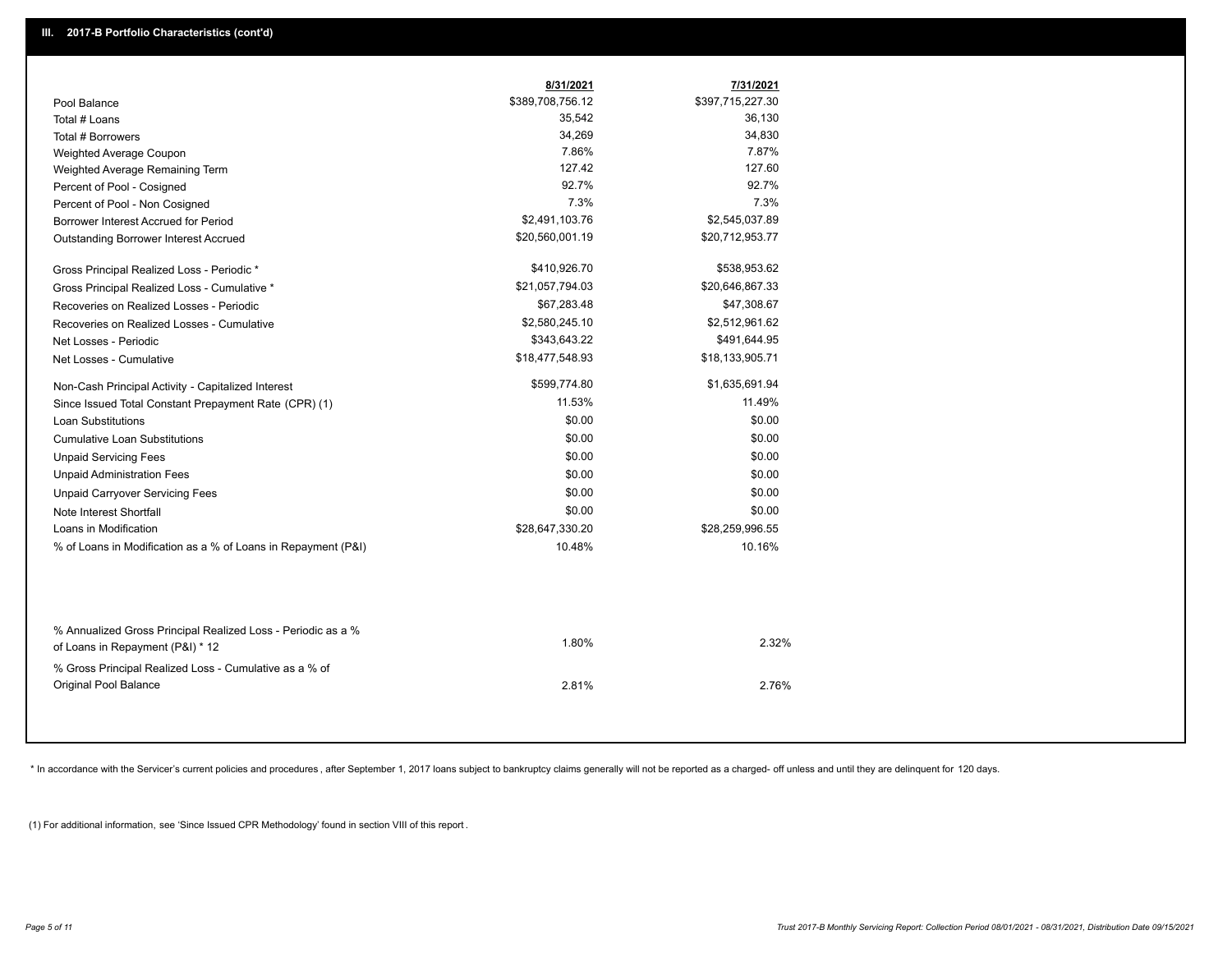### III. 2017-B Portfolio Characteristics (cont'd)

| | 8/31/2021 | 7/31/2021 |
|---|---|---|
| Pool Balance | $389,708,756.12 | $397,715,227.30 |
| Total # Loans | 35,542 | 36,130 |
| Total # Borrowers | 34,269 | 34,830 |
| Weighted Average Coupon | 7.86% | 7.87% |
| Weighted Average Remaining Term | 127.42 | 127.60 |
| Percent of Pool - Cosigned | 92.7% | 92.7% |
| Percent of Pool - Non Cosigned | 7.3% | 7.3% |
| Borrower Interest Accrued for Period | $2,491,103.76 | $2,545,037.89 |
| Outstanding Borrower Interest Accrued | $20,560,001.19 | $20,712,953.77 |
| Gross Principal Realized Loss - Periodic * | $410,926.70 | $538,953.62 |
| Gross Principal Realized Loss - Cumulative * | $21,057,794.03 | $20,646,867.33 |
| Recoveries on Realized Losses - Periodic | $67,283.48 | $47,308.67 |
| Recoveries on Realized Losses - Cumulative | $2,580,245.10 | $2,512,961.62 |
| Net Losses - Periodic | $343,643.22 | $491,644.95 |
| Net Losses - Cumulative | $18,477,548.93 | $18,133,905.71 |
| Non-Cash Principal Activity - Capitalized Interest | $599,774.80 | $1,635,691.94 |
| Since Issued Total Constant Prepayment Rate (CPR) (1) | 11.53% | 11.49% |
| Loan Substitutions | $0.00 | $0.00 |
| Cumulative Loan Substitutions | $0.00 | $0.00 |
| Unpaid Servicing Fees | $0.00 | $0.00 |
| Unpaid Administration Fees | $0.00 | $0.00 |
| Unpaid Carryover Servicing Fees | $0.00 | $0.00 |
| Note Interest Shortfall | $0.00 | $0.00 |
| Loans in Modification | $28,647,330.20 | $28,259,996.55 |
| % of Loans in Modification as a % of Loans in Repayment (P&I) | 10.48% | 10.16% |
| % Annualized Gross Principal Realized Loss - Periodic as a % of Loans in Repayment (P&I) * 12 | 1.80% | 2.32% |
| % Gross Principal Realized Loss - Cumulative as a % of Original Pool Balance | 2.81% | 2.76% |

* In accordance with the Servicer's current policies and procedures, after September 1, 2017 loans subject to bankruptcy claims generally will not be reported as a charged- off unless and until they are delinquent for 120 days.

(1) For additional information, see 'Since Issued CPR Methodology' found in section VIII of this report .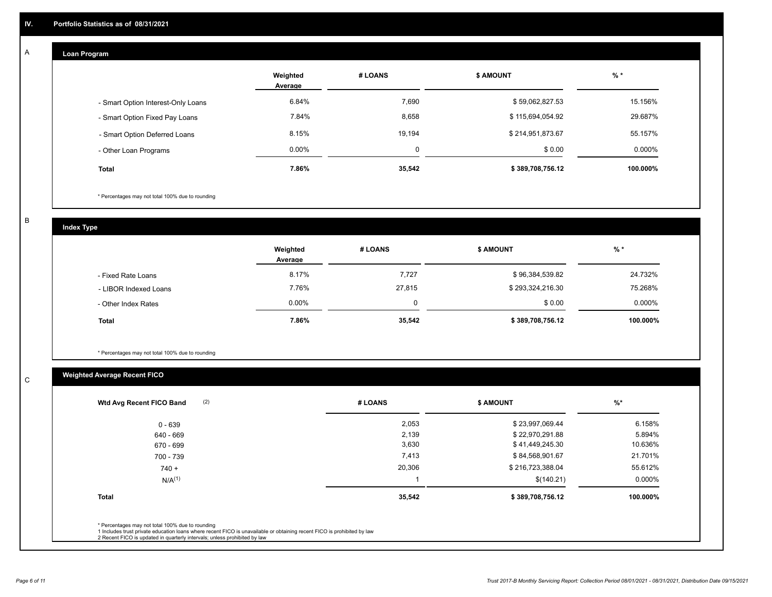## IV. Portfolio Statistics as of 08/31/2021

### A

### Loan Program

| | Weighted Average | # LOANS | $ AMOUNT | % * |
|---|---|---|---|---|
| - Smart Option Interest-Only Loans | 6.84% | 7,690 | $ 59,062,827.53 | 15.156% |
| - Smart Option Fixed Pay Loans | 7.84% | 8,658 | $ 115,694,054.92 | 29.687% |
| - Smart Option Deferred Loans | 8.15% | 19,194 | $ 214,951,873.67 | 55.157% |
| - Other Loan Programs | 0.00% | 0 | $ 0.00 | 0.000% |
| **Total** | **7.86%** | **35,542** | **$ 389,708,756.12** | **100.000%** |

* Percentages may not total 100% due to rounding

### B

### Index Type

| | Weighted Average | # LOANS | $ AMOUNT | % * |
|---|---|---|---|---|
| - Fixed Rate Loans | 8.17% | 7,727 | $ 96,384,539.82 | 24.732% |
| - LIBOR Indexed Loans | 7.76% | 27,815 | $ 293,324,216.30 | 75.268% |
| - Other Index Rates | 0.00% | 0 | $ 0.00 | 0.000% |
| **Total** | **7.86%** | **35,542** | **$ 389,708,756.12** | **100.000%** |

* Percentages may not total 100% due to rounding

### C

### Weighted Average Recent FICO

| Wtd Avg Recent FICO Band (2) | # LOANS | $ AMOUNT | %* |
|---|---|---|---|
| 0 - 639 | 2,053 | $ 23,997,069.44 | 6.158% |
| 640 - 669 | 2,139 | $ 22,970,291.88 | 5.894% |
| 670 - 699 | 3,630 | $ 41,449,245.30 | 10.636% |
| 700 - 739 | 7,413 | $ 84,568,901.67 | 21.701% |
| 740 + | 20,306 | $ 216,723,388.04 | 55.612% |
| N/A(1) | 1 | $(140.21) | 0.000% |
| **Total** | **35,542** | **$ 389,708,756.12** | **100.000%** |

* Percentages may not total 100% due to rounding
1 Includes trust private education loans where recent FICO is unavailable or obtaining recent FICO is prohibited by law
2 Recent FICO is updated in quarterly intervals; unless prohibited by law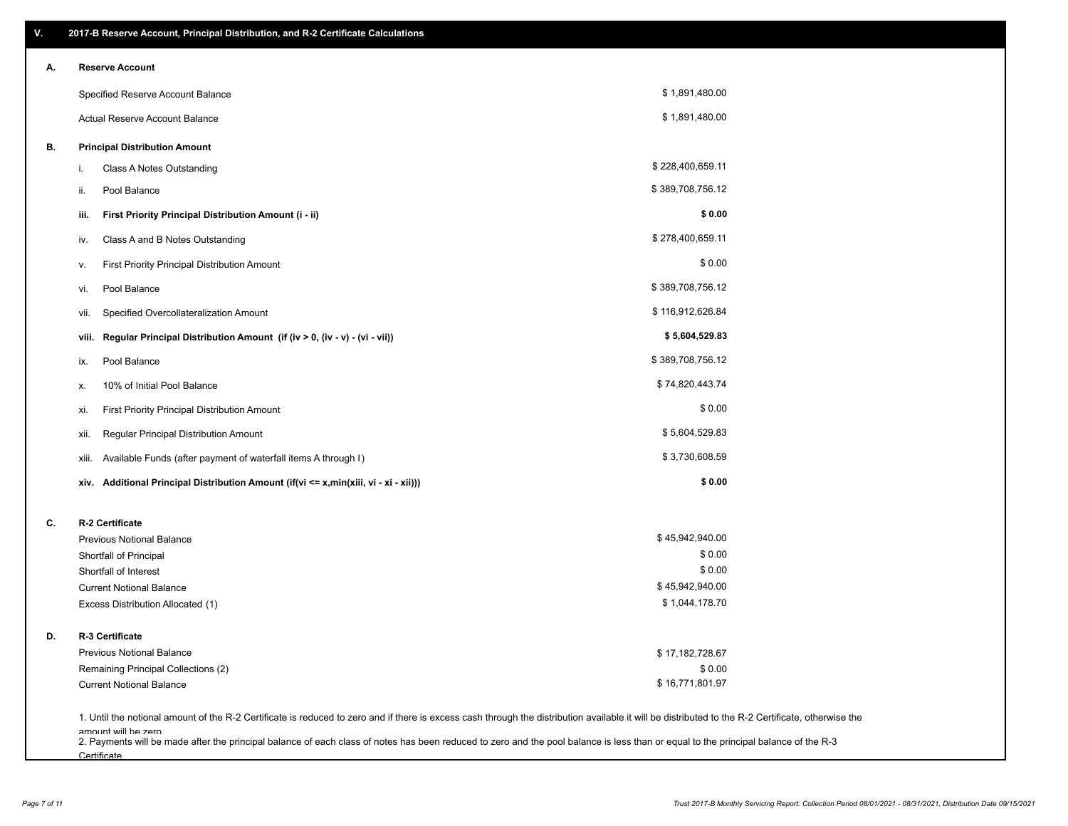## V. 2017-B Reserve Account, Principal Distribution, and R-2 Certificate Calculations

### A. Reserve Account

| | |
|---|---|
| Specified Reserve Account Balance | $ 1,891,480.00 |
| Actual Reserve Account Balance | $ 1,891,480.00 |

### B. Principal Distribution Amount

| | | |
|---|---|---|
| i. | Class A Notes Outstanding | $ 228,400,659.11 |
| ii. | Pool Balance | $ 389,708,756.12 |
| **iii.** | **First Priority Principal Distribution Amount (i - ii)** | **$ 0.00** |
| iv. | Class A and B Notes Outstanding | $ 278,400,659.11 |
| v. | First Priority Principal Distribution Amount | $ 0.00 |
| vi. | Pool Balance | $ 389,708,756.12 |
| vii. | Specified Overcollateralization Amount | $ 116,912,626.84 |
| **viii.** | **Regular Principal Distribution Amount (if (iv > 0, (iv - v) - (vi - vii))** | **$ 5,604,529.83** |
| ix. | Pool Balance | $ 389,708,756.12 |
| x. | 10% of Initial Pool Balance | $ 74,820,443.74 |
| xi. | First Priority Principal Distribution Amount | $ 0.00 |
| xii. | Regular Principal Distribution Amount | $ 5,604,529.83 |
| xiii. | Available Funds (after payment of waterfall items A through I) | $ 3,730,608.59 |
| **xiv.** | **Additional Principal Distribution Amount (if(vi <= x,min(xiii, vi - xi - xii)))** | **$ 0.00** |

### C. R-2 Certificate

| | |
|---|---|
| Previous Notional Balance | $ 45,942,940.00 |
| Shortfall of Principal | $ 0.00 |
| Shortfall of Interest | $ 0.00 |
| Current Notional Balance | $ 45,942,940.00 |
| Excess Distribution Allocated (1) | $ 1,044,178.70 |

### D. R-3 Certificate

| | |
|---|---|
| Previous Notional Balance | $ 17,182,728.67 |
| Remaining Principal Collections (2) | $ 0.00 |
| Current Notional Balance | $ 16,771,801.97 |

1. Until the notional amount of the R-2 Certificate is reduced to zero and if there is excess cash through the distribution available it will be distributed to the R-2 Certificate, otherwise the amount will be zero
2. Payments will be made after the principal balance of each class of notes has been reduced to zero and the pool balance is less than or equal to the principal balance of the R-3 Certificate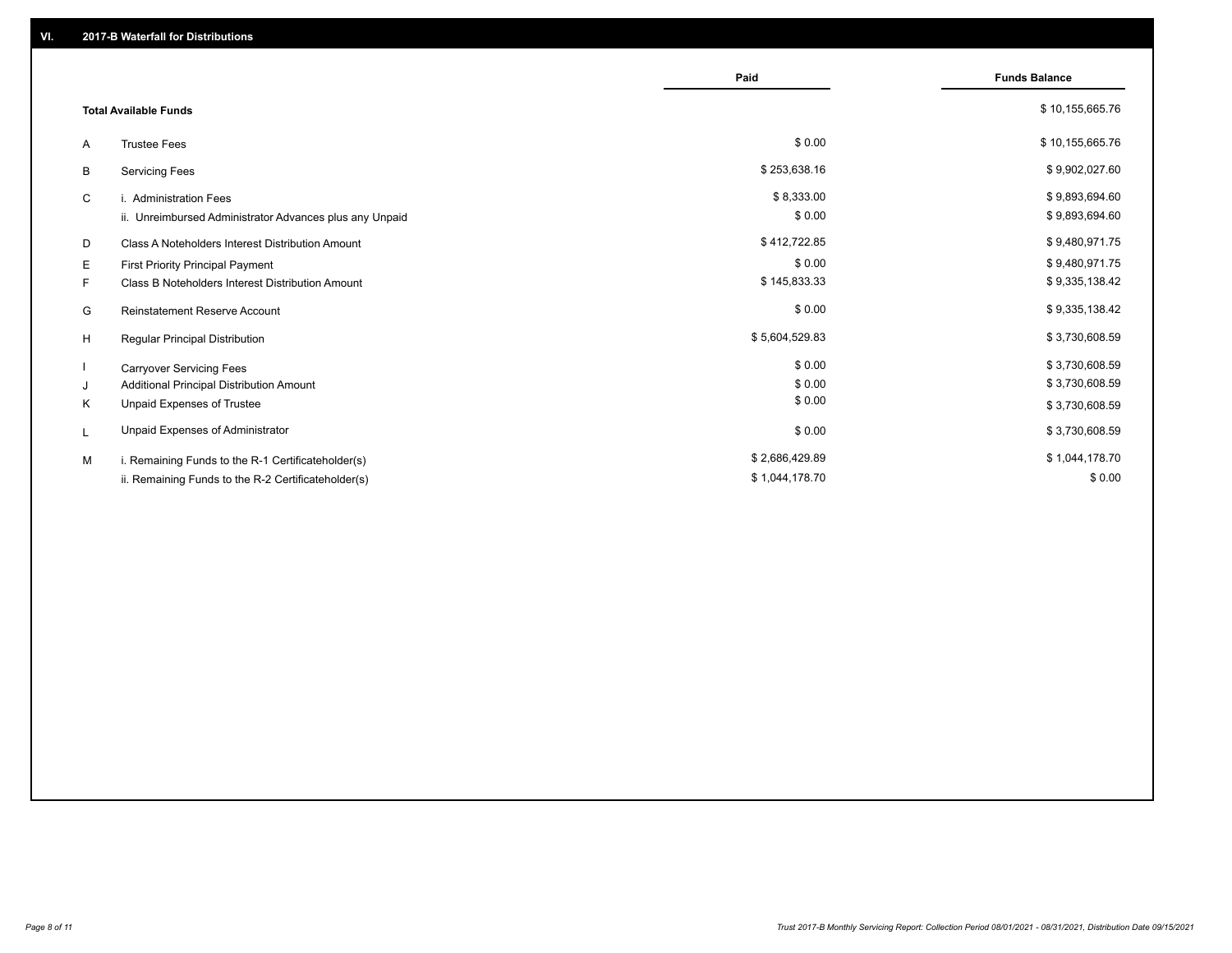## VI. 2017-B Waterfall for Distributions

| | | Paid | Funds Balance |
|---|---|---|---|
| | **Total Available Funds** | | $ 10,155,665.76 |
| A | Trustee Fees | $ 0.00 | $ 10,155,665.76 |
| B | Servicing Fees | $ 253,638.16 | $ 9,902,027.60 |
| C | i. Administration Fees | $ 8,333.00 | $ 9,893,694.60 |
| | ii. Unreimbursed Administrator Advances plus any Unpaid | $ 0.00 | $ 9,893,694.60 |
| D | Class A Noteholders Interest Distribution Amount | $ 412,722.85 | $ 9,480,971.75 |
| E | First Priority Principal Payment | $ 0.00 | $ 9,480,971.75 |
| F | Class B Noteholders Interest Distribution Amount | $ 145,833.33 | $ 9,335,138.42 |
| G | Reinstatement Reserve Account | $ 0.00 | $ 9,335,138.42 |
| H | Regular Principal Distribution | $ 5,604,529.83 | $ 3,730,608.59 |
| I | Carryover Servicing Fees | $ 0.00 | $ 3,730,608.59 |
| J | Additional Principal Distribution Amount | $ 0.00 | $ 3,730,608.59 |
| K | Unpaid Expenses of Trustee | $ 0.00 | $ 3,730,608.59 |
| L | Unpaid Expenses of Administrator | $ 0.00 | $ 3,730,608.59 |
| M | i. Remaining Funds to the R-1 Certificateholder(s) | $ 2,686,429.89 | $ 1,044,178.70 |
| | ii. Remaining Funds to the R-2 Certificateholder(s) | $ 1,044,178.70 | $ 0.00 |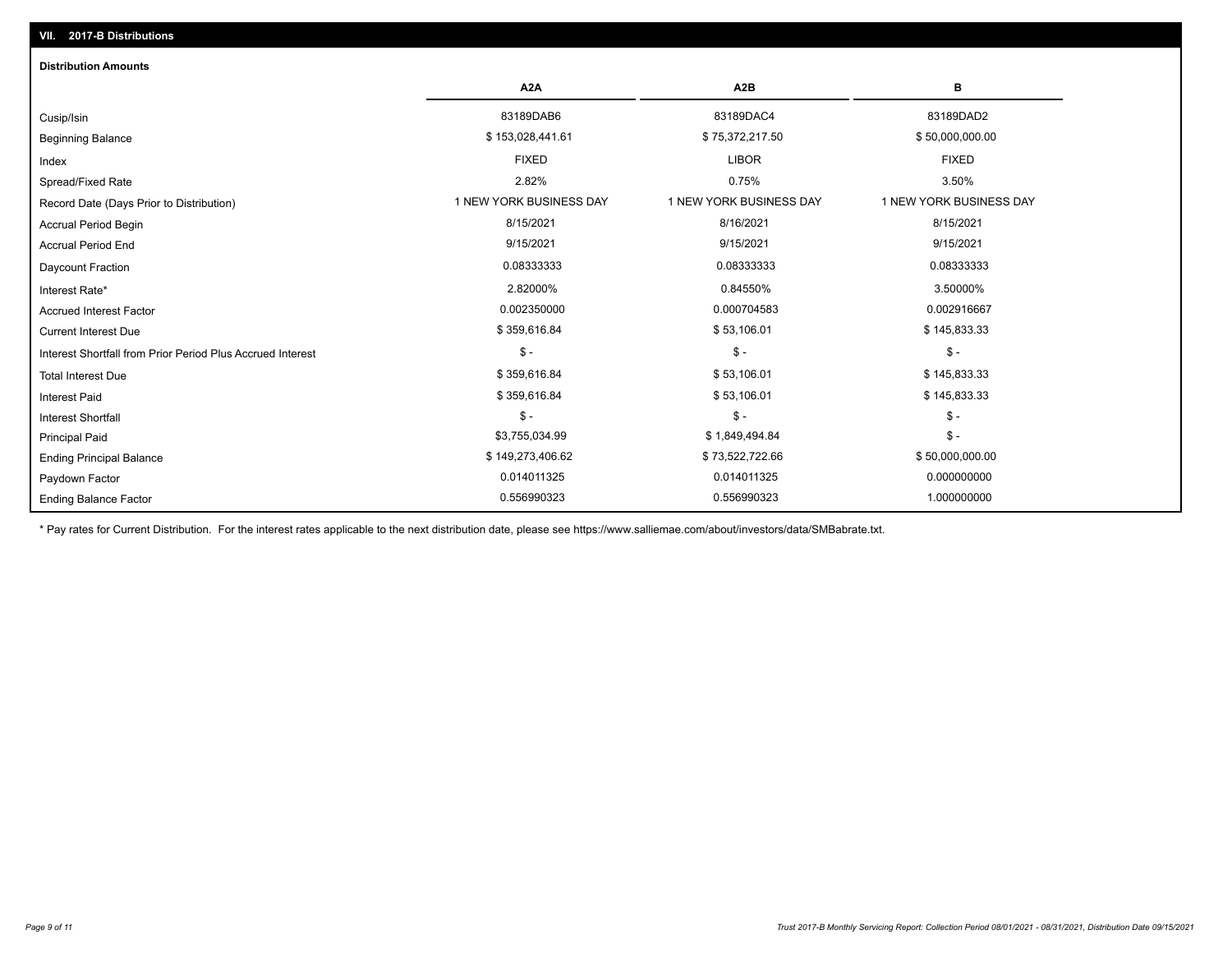## VII. 2017-B Distributions

### Distribution Amounts

| | A2A | A2B | B |
|---|---|---|---|
| Cusip/Isin | 83189DAB6 | 83189DAC4 | 83189DAD2 |
| Beginning Balance | $ 153,028,441.61 | $ 75,372,217.50 | $ 50,000,000.00 |
| Index | FIXED | LIBOR | FIXED |
| Spread/Fixed Rate | 2.82% | 0.75% | 3.50% |
| Record Date (Days Prior to Distribution) | 1 NEW YORK BUSINESS DAY | 1 NEW YORK BUSINESS DAY | 1 NEW YORK BUSINESS DAY |
| Accrual Period Begin | 8/15/2021 | 8/16/2021 | 8/15/2021 |
| Accrual Period End | 9/15/2021 | 9/15/2021 | 9/15/2021 |
| Daycount Fraction | 0.08333333 | 0.08333333 | 0.08333333 |
| Interest Rate* | 2.82000% | 0.84550% | 3.50000% |
| Accrued Interest Factor | 0.002350000 | 0.000704583 | 0.002916667 |
| Current Interest Due | $ 359,616.84 | $ 53,106.01 | $ 145,833.33 |
| Interest Shortfall from Prior Period Plus Accrued Interest | $ - | $ - | $ - |
| Total Interest Due | $ 359,616.84 | $ 53,106.01 | $ 145,833.33 |
| Interest Paid | $ 359,616.84 | $ 53,106.01 | $ 145,833.33 |
| Interest Shortfall | $ - | $ - | $ - |
| Principal Paid | $3,755,034.99 | $ 1,849,494.84 | $ - |
| Ending Principal Balance | $ 149,273,406.62 | $ 73,522,722.66 | $ 50,000,000.00 |
| Paydown Factor | 0.014011325 | 0.014011325 | 0.000000000 |
| Ending Balance Factor | 0.556990323 | 0.556990323 | 1.000000000 |

* Pay rates for Current Distribution. For the interest rates applicable to the next distribution date, please see https://www.salliemae.com/about/investors/data/SMBabrate.txt.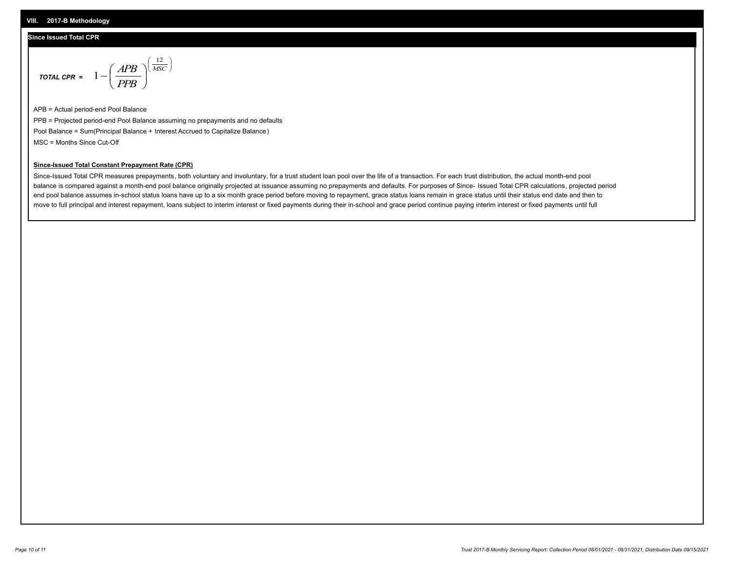## VIII. 2017-B Methodology

### Since Issued Total CPR

$$\textit{TOTAL CPR} = 1 - \left( \frac{APB}{PPB} \right)^{\left( \frac{12}{MSC} \right)}$$

APB = Actual period-end Pool Balance

PPB = Projected period-end Pool Balance assuming no prepayments and no defaults

Pool Balance = Sum(Principal Balance + Interest Accrued to Capitalize Balance)

MSC = Months Since Cut-Off

**Since-Issued Total Constant Prepayment Rate (CPR)**

Since-Issued Total CPR measures prepayments, both voluntary and involuntary, for a trust student loan pool over the life of a transaction. For each trust distribution, the actual month-end pool balance is compared against a month-end pool balance originally projected at issuance assuming no prepayments and defaults. For purposes of Since- Issued Total CPR calculations, projected period end pool balance assumes in-school status loans have up to a six month grace period before moving to repayment, grace status loans remain in grace status until their status end date and then to move to full principal and interest repayment, loans subject to interim interest or fixed payments during their in-school and grace period continue paying interim interest or fixed payments until full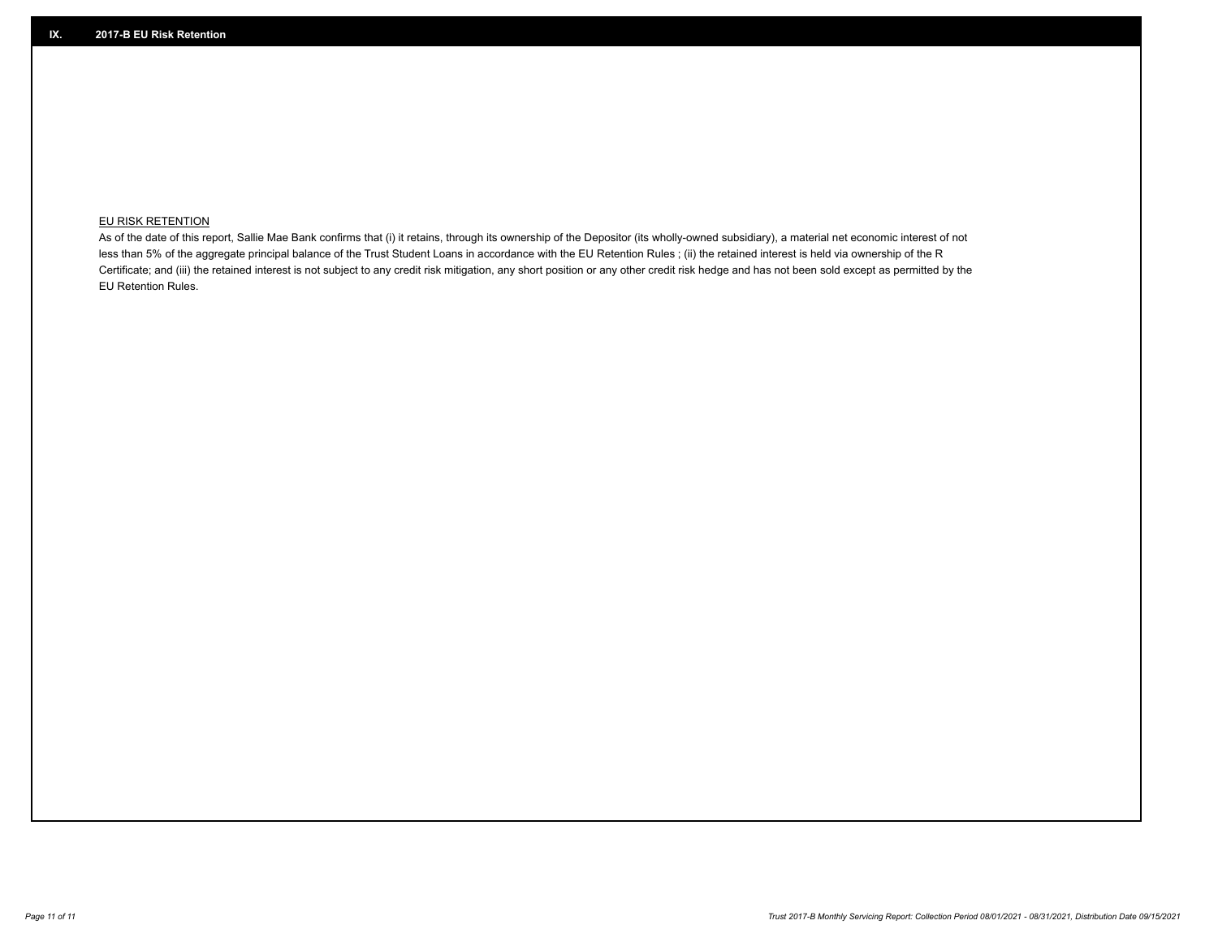## IX. 2017-B EU Risk Retention

EU RISK RETENTION

As of the date of this report, Sallie Mae Bank confirms that (i) it retains, through its ownership of the Depositor (its wholly-owned subsidiary), a material net economic interest of not less than 5% of the aggregate principal balance of the Trust Student Loans in accordance with the EU Retention Rules ; (ii) the retained interest is held via ownership of the R Certificate; and (iii) the retained interest is not subject to any credit risk mitigation, any short position or any other credit risk hedge and has not been sold except as permitted by the EU Retention Rules.